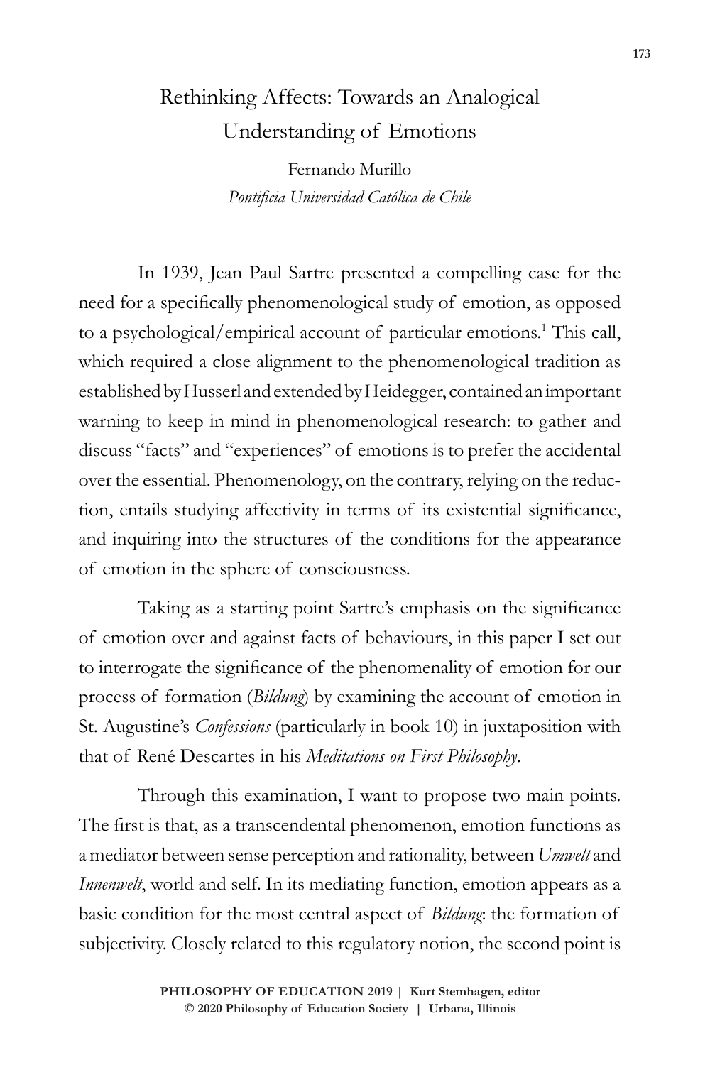# Rethinking Affects: Towards an Analogical Understanding of Emotions

Fernando Murillo

*Pontificia Universidad Católica de Chile*

In 1939, Jean Paul Sartre presented a compelling case for the need for a specifically phenomenological study of emotion, as opposed to a psychological/empirical account of particular emotions.[1] This call, which required a close alignment to the phenomenological tradition as established by Husserl and extended by Heidegger, contained an important warning to keep in mind in phenomenological research: to gather and discuss "facts" and "experiences" of emotions is to prefer the accidental over the essential. Phenomenology, on the contrary, relying on the reduction, entails studying affectivity in terms of its existential significance, and inquiring into the structures of the conditions for the appearance of emotion in the sphere of consciousness.

Taking as a starting point Sartre's emphasis on the significance of emotion over and against facts of behaviours, in this paper I set out to interrogate the significance of the phenomenality of emotion for our process of formation (*Bildung*) by examining the account of emotion in St. Augustine's *Confessions* (particularly in book 10) in juxtaposition with that of René Descartes in his *Meditations on First Philosophy*.

Through this examination, I want to propose two main points. The first is that, as a transcendental phenomenon, emotion functions as a mediator between sense perception and rationality, between *Umwelt* and *Innenwelt*, world and self. In its mediating function, emotion appears as a basic condition for the most central aspect of *Bildung*: the formation of subjectivity. Closely related to this regulatory notion, the second point is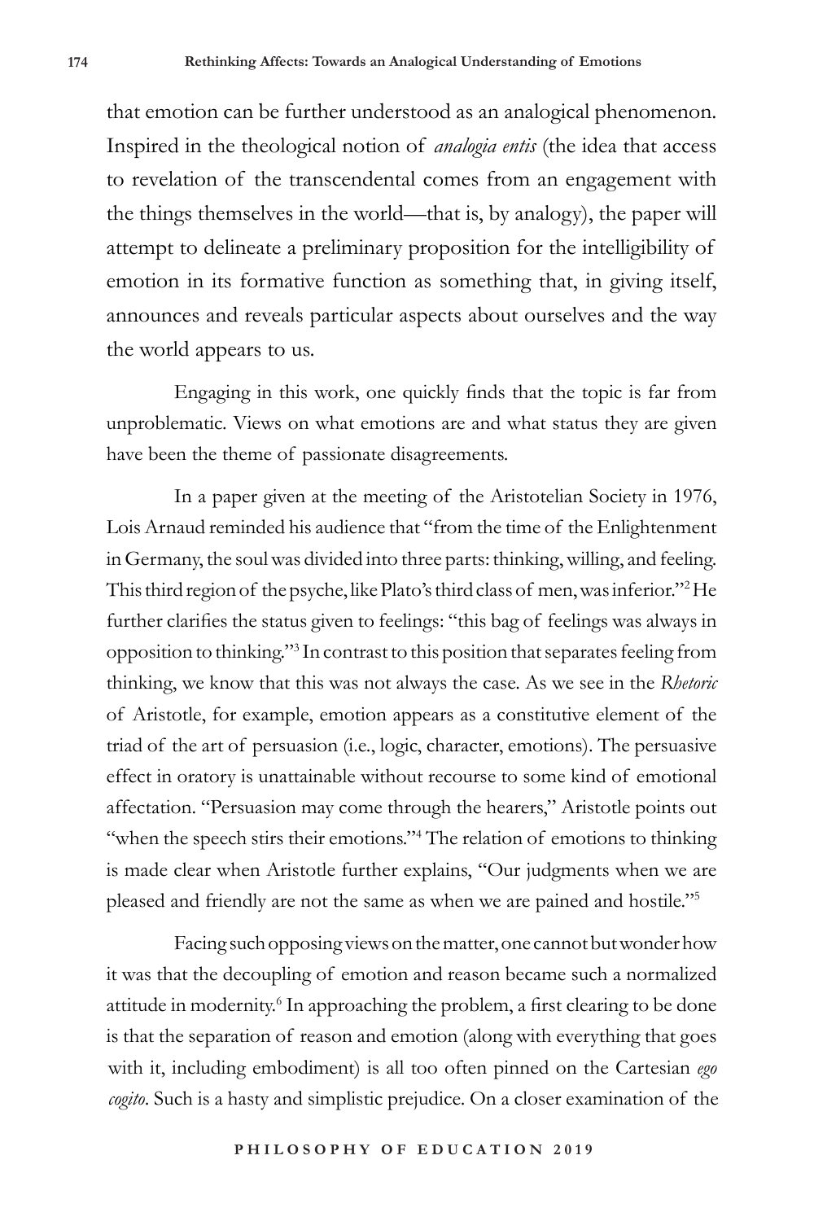that emotion can be further understood as an analogical phenomenon. Inspired in the theological notion of *analogia entis* (the idea that access to revelation of the transcendental comes from an engagement with the things themselves in the world—that is, by analogy), the paper will attempt to delineate a preliminary proposition for the intelligibility of emotion in its formative function as something that, in giving itself, announces and reveals particular aspects about ourselves and the way the world appears to us.

Engaging in this work, one quickly finds that the topic is far from unproblematic. Views on what emotions are and what status they are given have been the theme of passionate disagreements.

In a paper given at the meeting of the Aristotelian Society in 1976, Lois Arnaud reminded his audience that "from the time of the Enlightenment in Germany, the soul was divided into three parts: thinking, willing, and feeling. This third region of the psyche, like Plato's third class of men, was inferior."[2] He further clarifies the status given to feelings: "this bag of feelings was always in opposition to thinking."[3] In contrast to this position that separates feeling from thinking, we know that this was not always the case. As we see in the *Rhetoric* of Aristotle, for example, emotion appears as a constitutive element of the triad of the art of persuasion (i.e., logic, character, emotions). The persuasive effect in oratory is unattainable without recourse to some kind of emotional affectation. "Persuasion may come through the hearers," Aristotle points out "when the speech stirs their emotions."[4] The relation of emotions to thinking is made clear when Aristotle further explains, "Our judgments when we are pleased and friendly are not the same as when we are pained and hostile."[5]

Facing such opposing views on the matter, one cannot but wonder how it was that the decoupling of emotion and reason became such a normalized attitude in modernity.[6] In approaching the problem, a first clearing to be done is that the separation of reason and emotion (along with everything that goes with it, including embodiment) is all too often pinned on the Cartesian *ego cogito*. Such is a hasty and simplistic prejudice. On a closer examination of the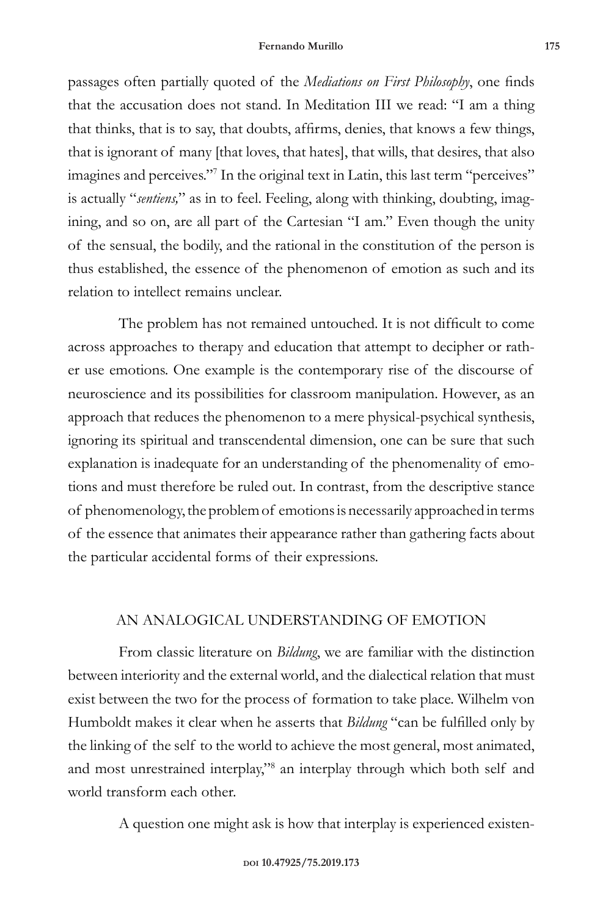passages often partially quoted of the *Mediations on First Philosophy*, one finds that the accusation does not stand. In Meditation III we read: "I am a thing that thinks, that is to say, that doubts, affirms, denies, that knows a few things, that is ignorant of many [that loves, that hates], that wills, that desires, that also imagines and perceives."[7] In the original text in Latin, this last term "perceives" is actually "*sentiens,*" as in to feel. Feeling, along with thinking, doubting, imagining, and so on, are all part of the Cartesian "I am." Even though the unity of the sensual, the bodily, and the rational in the constitution of the person is thus established, the essence of the phenomenon of emotion as such and its relation to intellect remains unclear.

The problem has not remained untouched. It is not difficult to come across approaches to therapy and education that attempt to decipher or rather use emotions. One example is the contemporary rise of the discourse of neuroscience and its possibilities for classroom manipulation. However, as an approach that reduces the phenomenon to a mere physical-psychical synthesis, ignoring its spiritual and transcendental dimension, one can be sure that such explanation is inadequate for an understanding of the phenomenality of emotions and must therefore be ruled out. In contrast, from the descriptive stance of phenomenology, the problem of emotions is necessarily approached in terms of the essence that animates their appearance rather than gathering facts about the particular accidental forms of their expressions.

## AN ANALOGICAL UNDERSTANDING OF EMOTION

From classic literature on *Bildung*, we are familiar with the distinction between interiority and the external world, and the dialectical relation that must exist between the two for the process of formation to take place. Wilhelm von Humboldt makes it clear when he asserts that *Bildung* "can be fulfilled only by the linking of the self to the world to achieve the most general, most animated, and most unrestrained interplay,"[8] an interplay through which both self and world transform each other.

A question one might ask is how that interplay is experienced existen-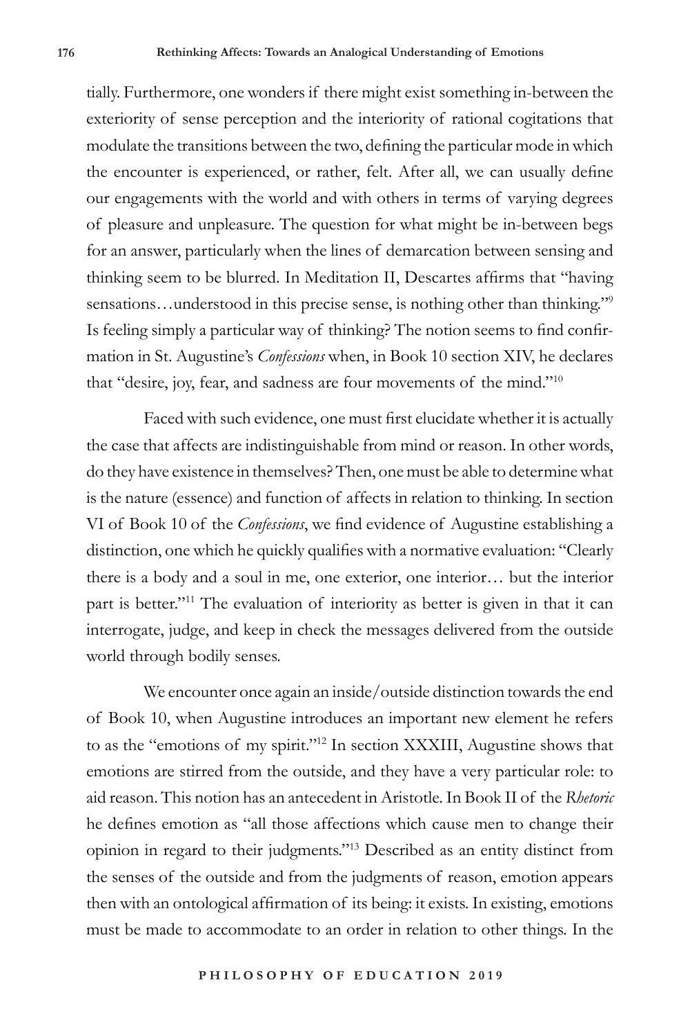tially. Furthermore, one wonders if there might exist something in-between the exteriority of sense perception and the interiority of rational cogitations that modulate the transitions between the two, defining the particular mode in which the encounter is experienced, or rather, felt. After all, we can usually define our engagements with the world and with others in terms of varying degrees of pleasure and unpleasure. The question for what might be in-between begs for an answer, particularly when the lines of demarcation between sensing and thinking seem to be blurred. In Meditation II, Descartes affirms that "having sensations…understood in this precise sense, is nothing other than thinking."[9] Is feeling simply a particular way of thinking? The notion seems to find confirmation in St. Augustine's *Confessions* when, in Book 10 section XIV, he declares that "desire, joy, fear, and sadness are four movements of the mind."[10]

Faced with such evidence, one must first elucidate whether it is actually the case that affects are indistinguishable from mind or reason. In other words, do they have existence in themselves? Then, one must be able to determine what is the nature (essence) and function of affects in relation to thinking. In section VI of Book 10 of the *Confessions*, we find evidence of Augustine establishing a distinction, one which he quickly qualifies with a normative evaluation: "Clearly there is a body and a soul in me, one exterior, one interior… but the interior part is better."[11] The evaluation of interiority as better is given in that it can interrogate, judge, and keep in check the messages delivered from the outside world through bodily senses.

We encounter once again an inside/outside distinction towards the end of Book 10, when Augustine introduces an important new element he refers to as the "emotions of my spirit."[12] In section XXXIII, Augustine shows that emotions are stirred from the outside, and they have a very particular role: to aid reason. This notion has an antecedent in Aristotle. In Book II of the *Rhetoric* he defines emotion as "all those affections which cause men to change their opinion in regard to their judgments."[13] Described as an entity distinct from the senses of the outside and from the judgments of reason, emotion appears then with an ontological affirmation of its being: it exists. In existing, emotions must be made to accommodate to an order in relation to other things. In the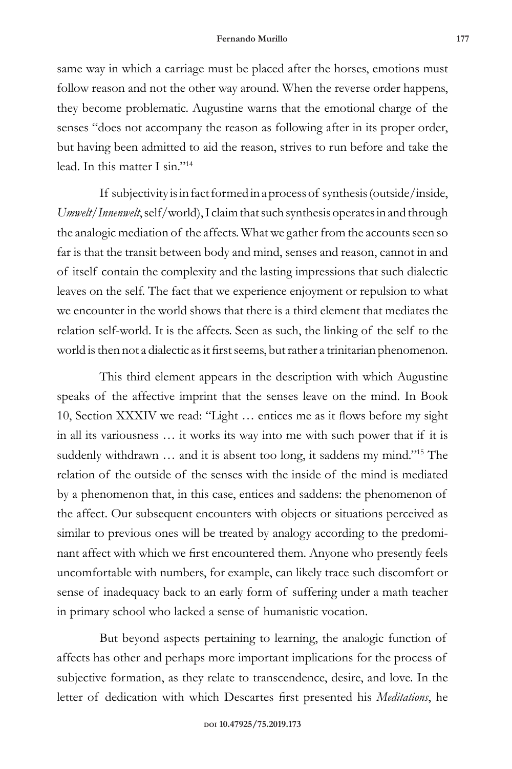same way in which a carriage must be placed after the horses, emotions must follow reason and not the other way around. When the reverse order happens, they become problematic. Augustine warns that the emotional charge of the senses "does not accompany the reason as following after in its proper order, but having been admitted to aid the reason, strives to run before and take the lead. In this matter I sin."[14]

If subjectivity is in fact formed in a process of synthesis (outside/inside, *Umwelt*/*Innenwelt*, self/world), I claim that such synthesis operates in and through the analogic mediation of the affects. What we gather from the accounts seen so far is that the transit between body and mind, senses and reason, cannot in and of itself contain the complexity and the lasting impressions that such dialectic leaves on the self. The fact that we experience enjoyment or repulsion to what we encounter in the world shows that there is a third element that mediates the relation self-world. It is the affects. Seen as such, the linking of the self to the world is then not a dialectic as it first seems, but rather a trinitarian phenomenon.

This third element appears in the description with which Augustine speaks of the affective imprint that the senses leave on the mind. In Book 10, Section XXXIV we read: "Light … entices me as it flows before my sight in all its variousness … it works its way into me with such power that if it is suddenly withdrawn … and it is absent too long, it saddens my mind."[15] The relation of the outside of the senses with the inside of the mind is mediated by a phenomenon that, in this case, entices and saddens: the phenomenon of the affect. Our subsequent encounters with objects or situations perceived as similar to previous ones will be treated by analogy according to the predominant affect with which we first encountered them. Anyone who presently feels uncomfortable with numbers, for example, can likely trace such discomfort or sense of inadequacy back to an early form of suffering under a math teacher in primary school who lacked a sense of humanistic vocation.

But beyond aspects pertaining to learning, the analogic function of affects has other and perhaps more important implications for the process of subjective formation, as they relate to transcendence, desire, and love. In the letter of dedication with which Descartes first presented his *Meditations*, he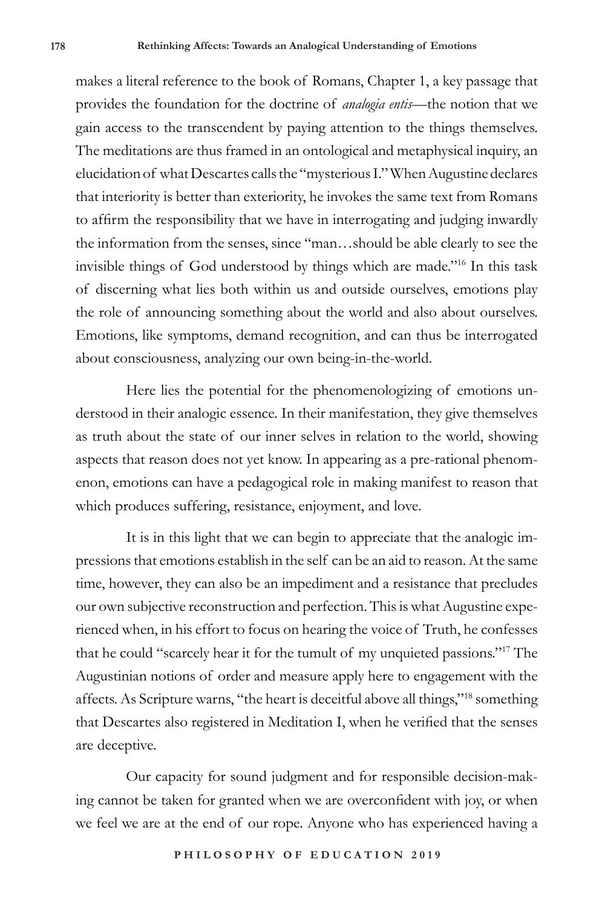makes a literal reference to the book of Romans, Chapter 1, a key passage that provides the foundation for the doctrine of *analogia entis*—the notion that we gain access to the transcendent by paying attention to the things themselves. The meditations are thus framed in an ontological and metaphysical inquiry, an elucidation of what Descartes calls the "mysterious I." When Augustine declares that interiority is better than exteriority, he invokes the same text from Romans to affirm the responsibility that we have in interrogating and judging inwardly the information from the senses, since "man…should be able clearly to see the invisible things of God understood by things which are made."[16] In this task of discerning what lies both within us and outside ourselves, emotions play the role of announcing something about the world and also about ourselves. Emotions, like symptoms, demand recognition, and can thus be interrogated about consciousness, analyzing our own being-in-the-world.

Here lies the potential for the phenomenologizing of emotions understood in their analogic essence. In their manifestation, they give themselves as truth about the state of our inner selves in relation to the world, showing aspects that reason does not yet know. In appearing as a pre-rational phenomenon, emotions can have a pedagogical role in making manifest to reason that which produces suffering, resistance, enjoyment, and love.

It is in this light that we can begin to appreciate that the analogic impressions that emotions establish in the self can be an aid to reason. At the same time, however, they can also be an impediment and a resistance that precludes our own subjective reconstruction and perfection. This is what Augustine experienced when, in his effort to focus on hearing the voice of Truth, he confesses that he could "scarcely hear it for the tumult of my unquieted passions."[17] The Augustinian notions of order and measure apply here to engagement with the affects. As Scripture warns, "the heart is deceitful above all things,"[18] something that Descartes also registered in Meditation I, when he verified that the senses are deceptive.

Our capacity for sound judgment and for responsible decision-making cannot be taken for granted when we are overconfident with joy, or when we feel we are at the end of our rope. Anyone who has experienced having a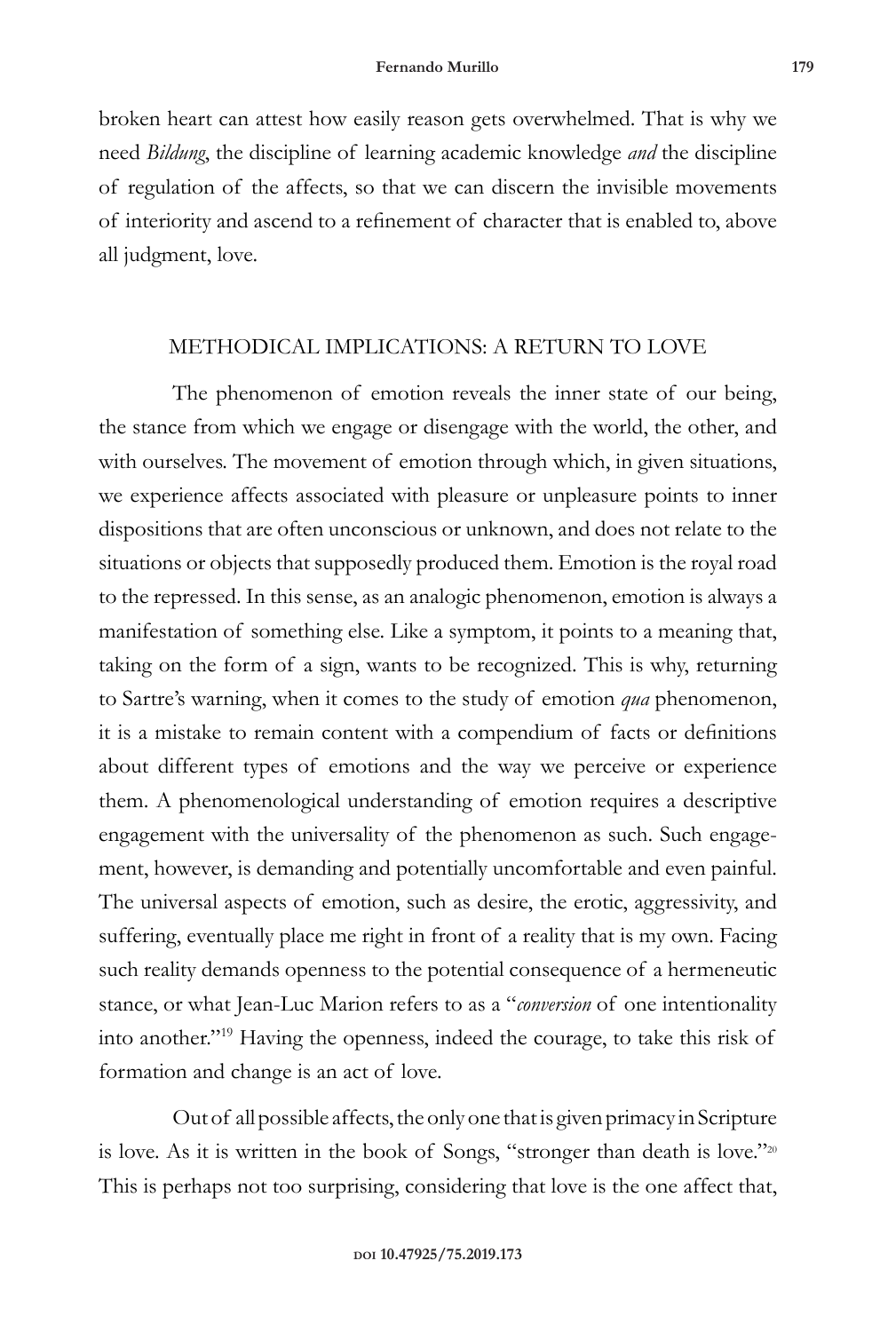broken heart can attest how easily reason gets overwhelmed. That is why we need *Bildung*, the discipline of learning academic knowledge *and* the discipline of regulation of the affects, so that we can discern the invisible movements of interiority and ascend to a refinement of character that is enabled to, above all judgment, love.

## METHODICAL IMPLICATIONS: A RETURN TO LOVE

The phenomenon of emotion reveals the inner state of our being, the stance from which we engage or disengage with the world, the other, and with ourselves. The movement of emotion through which, in given situations, we experience affects associated with pleasure or unpleasure points to inner dispositions that are often unconscious or unknown, and does not relate to the situations or objects that supposedly produced them. Emotion is the royal road to the repressed. In this sense, as an analogic phenomenon, emotion is always a manifestation of something else. Like a symptom, it points to a meaning that, taking on the form of a sign, wants to be recognized. This is why, returning to Sartre's warning, when it comes to the study of emotion *qua* phenomenon, it is a mistake to remain content with a compendium of facts or definitions about different types of emotions and the way we perceive or experience them. A phenomenological understanding of emotion requires a descriptive engagement with the universality of the phenomenon as such. Such engagement, however, is demanding and potentially uncomfortable and even painful. The universal aspects of emotion, such as desire, the erotic, aggressivity, and suffering, eventually place me right in front of a reality that is my own. Facing such reality demands openness to the potential consequence of a hermeneutic stance, or what Jean-Luc Marion refers to as a "*conversion* of one intentionality into another."[19] Having the openness, indeed the courage, to take this risk of formation and change is an act of love.

Out of all possible affects, the only one that is given primacy in Scripture is love. As it is written in the book of Songs, "stronger than death is love."[20] This is perhaps not too surprising, considering that love is the one affect that,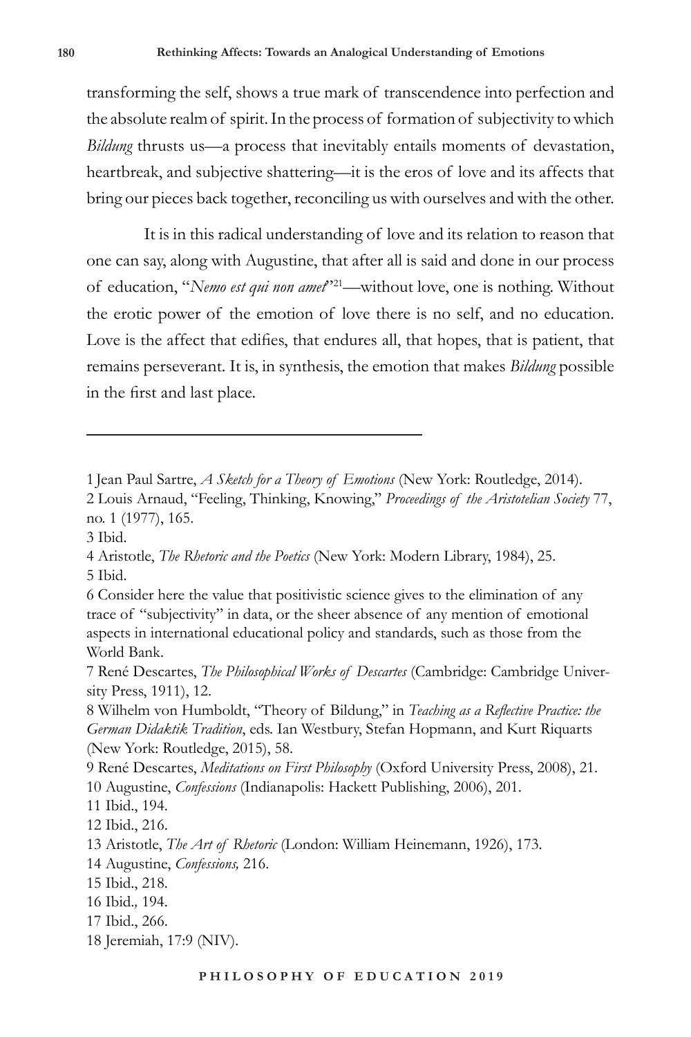transforming the self, shows a true mark of transcendence into perfection and the absolute realm of spirit. In the process of formation of subjectivity to which *Bildung* thrusts us—a process that inevitably entails moments of devastation, heartbreak, and subjective shattering—it is the eros of love and its affects that bring our pieces back together, reconciling us with ourselves and with the other.

It is in this radical understanding of love and its relation to reason that one can say, along with Augustine, that after all is said and done in our process of education, "*Nemo est qui non amet*"[21]—without love, one is nothing. Without the erotic power of the emotion of love there is no self, and no education. Love is the affect that edifies, that endures all, that hopes, that is patient, that remains perseverant. It is, in synthesis, the emotion that makes *Bildung* possible in the first and last place.

---

1 Jean Paul Sartre, *A Sketch for a Theory of Emotions* (New York: Routledge, 2014).

2 Louis Arnaud, "Feeling, Thinking, Knowing," *Proceedings of the Aristotelian Society* 77, no. 1 (1977), 165.

3 Ibid.

4 Aristotle, *The Rhetoric and the Poetics* (New York: Modern Library, 1984), 25.

5 Ibid.

6 Consider here the value that positivistic science gives to the elimination of any trace of "subjectivity" in data, or the sheer absence of any mention of emotional aspects in international educational policy and standards, such as those from the World Bank.

7 René Descartes, *The Philosophical Works of Descartes* (Cambridge: Cambridge University Press, 1911), 12.

8 Wilhelm von Humboldt, "Theory of Bildung," in *Teaching as a Reflective Practice: the German Didaktik Tradition*, eds. Ian Westbury, Stefan Hopmann, and Kurt Riquarts (New York: Routledge, 2015), 58.

9 René Descartes, *Meditations on First Philosophy* (Oxford University Press, 2008), 21.

10 Augustine, *Confessions* (Indianapolis: Hackett Publishing, 2006), 201.

11 Ibid., 194.

12 Ibid., 216.

13 Aristotle, *The Art of Rhetoric* (London: William Heinemann, 1926), 173.

14 Augustine, *Confessions,* 216.

15 Ibid., 218.

16 Ibid.*,* 194.

17 Ibid., 266.

18 Jeremiah, 17:9 (NIV).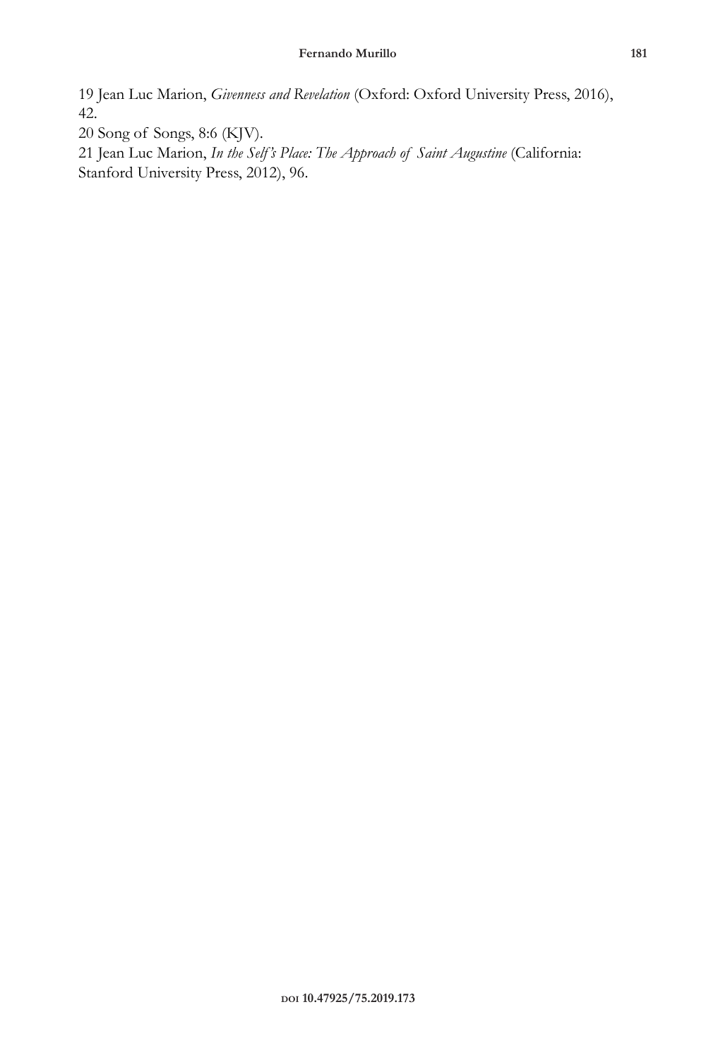19 Jean Luc Marion, *Givenness and Revelation* (Oxford: Oxford University Press, 2016), 42.

20 Song of Songs, 8:6 (KJV).

21 Jean Luc Marion, *In the Self's Place: The Approach of Saint Augustine* (California: Stanford University Press, 2012), 96.